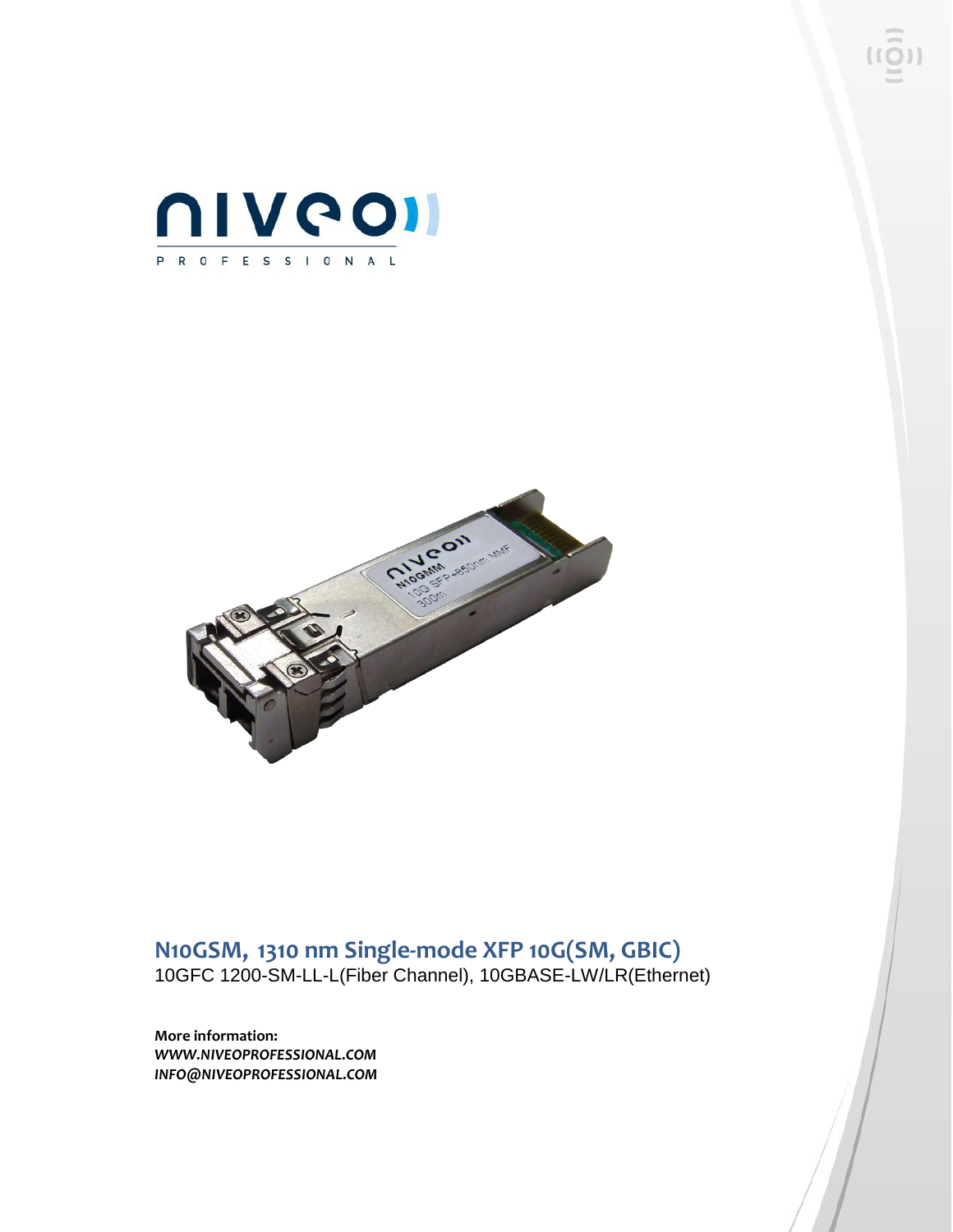# N10GSM, 1310 nm Single-mode XFP 10G(SM, GBIC)

10GFC 1200-SM-LL-L(Fiber Channel), 10GBASE-LW/LR(Ethernet)

**More information:**
***WWW.NIVEOPROFESSIONAL.COM***
***INFO@NIVEOPROFESSIONAL.COM***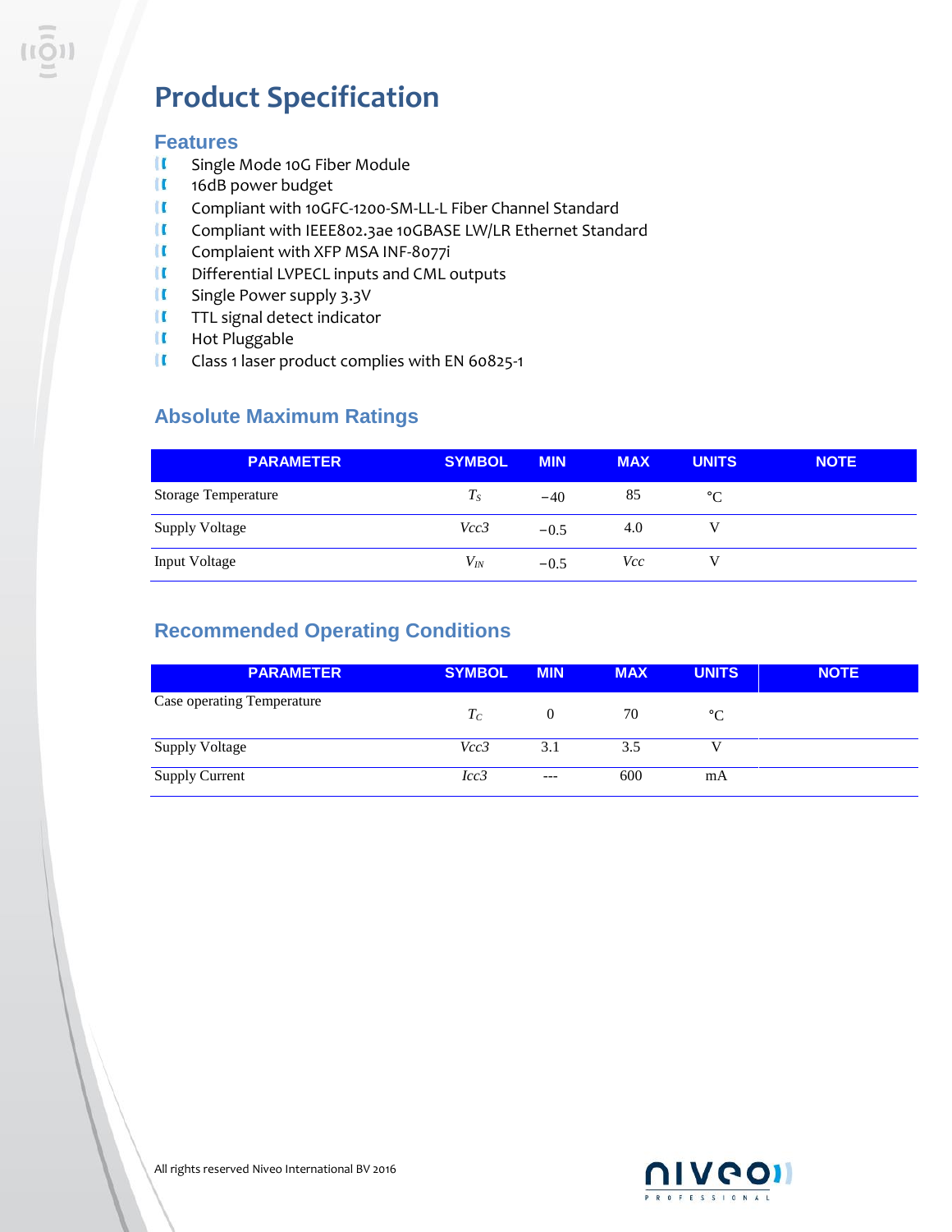# Product Specification

## Features

- Single Mode 10G Fiber Module
- 16dB power budget
- Compliant with 10GFC-1200-SM-LL-L Fiber Channel Standard
- Compliant with IEEE802.3ae 10GBASE LW/LR Ethernet Standard
- Complaient with XFP MSA INF-8077i
- Differential LVPECL inputs and CML outputs
- Single Power supply 3.3V
- TTL signal detect indicator
- Hot Pluggable
- Class 1 laser product complies with EN 60825-1

## Absolute Maximum Ratings

| PARAMETER | SYMBOL | MIN | MAX | UNITS | NOTE |
|---|---|---|---|---|---|
| Storage Temperature | $T_S$ | −40 | 85 | °C | |
| Supply Voltage | *Vcc3* | −0.5 | 4.0 | V | |
| Input Voltage | $V_{IN}$ | −0.5 | *Vcc* | V | |

## Recommended Operating Conditions

| PARAMETER | SYMBOL | MIN | MAX | UNITS | NOTE |
|---|---|---|---|---|---|
| Case operating Temperature | $T_C$ | 0 | 70 | °C | |
| Supply Voltage | *Vcc3* | 3.1 | 3.5 | V | |
| Supply Current | *Icc3* | --- | 600 | mA | |

All rights reserved Niveo International BV 2016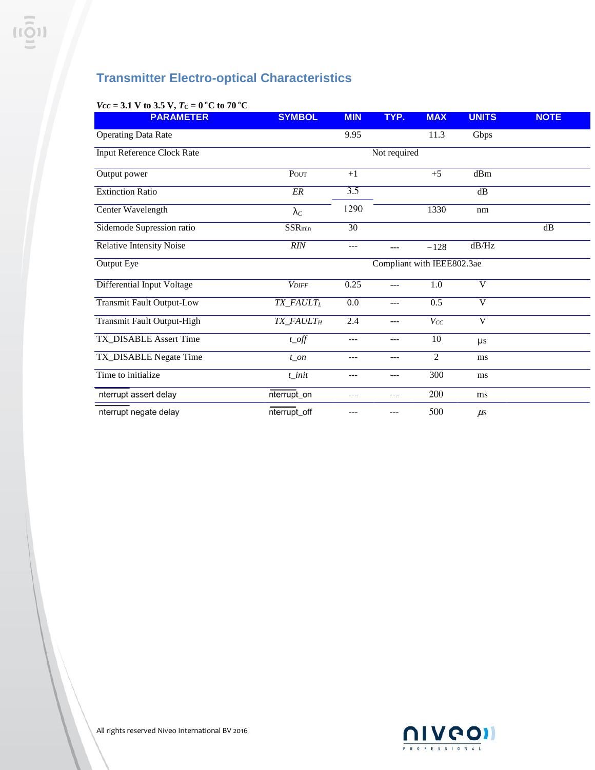## Transmitter Electro-optical Characteristics

***Vcc* = 3.1 V to 3.5 V, $T_C$ = 0 °C to 70 °C**

| PARAMETER | SYMBOL | MIN | TYP. | MAX | UNITS | NOTE |
|---|---|---|---|---|---|---|
| Operating Data Rate | | 9.95 | | 11.3 | Gbps | |
| Input Reference Clock Rate | | | Not required | | | |
| Output power | $P_{OUT}$ | +1 | | +5 | dBm | |
| Extinction Ratio | *ER* | 3.5 | | | dB | |
| Center Wavelength | $\lambda_C$ | 1290 | | 1330 | nm | |
| Sidemode Supression ratio | $SSR_{min}$ | 30 | | | | dB |
| Relative Intensity Noise | *RIN* | --- | --- | −128 | dB/Hz | |
| Output Eye | | | Compliant with IEEE802.3ae | | | |
| Differential Input Voltage | $V_{DIFF}$ | 0.25 | --- | 1.0 | V | |
| Transmit Fault Output-Low | $TX\_FAULT_L$ | 0.0 | --- | 0.5 | V | |
| Transmit Fault Output-High | $TX\_FAULT_H$ | 2.4 | --- | $V_{CC}$ | V | |
| TX_DISABLE Assert Time | *t_off* | --- | --- | 10 | µs | |
| TX_DISABLE Negate Time | *t_on* | --- | --- | 2 | ms | |
| Time to initialize | *t_init* | --- | --- | 300 | ms | |
| $\overline{\text{I}}$nterrupt assert delay | $\overline{\text{I}}$nterrupt_on | --- | --- | 200 | ms | |
| $\overline{\text{I}}$nterrupt negate delay | $\overline{\text{I}}$nterrupt_off | --- | --- | 500 | µs | |

All rights reserved Niveo International BV 2016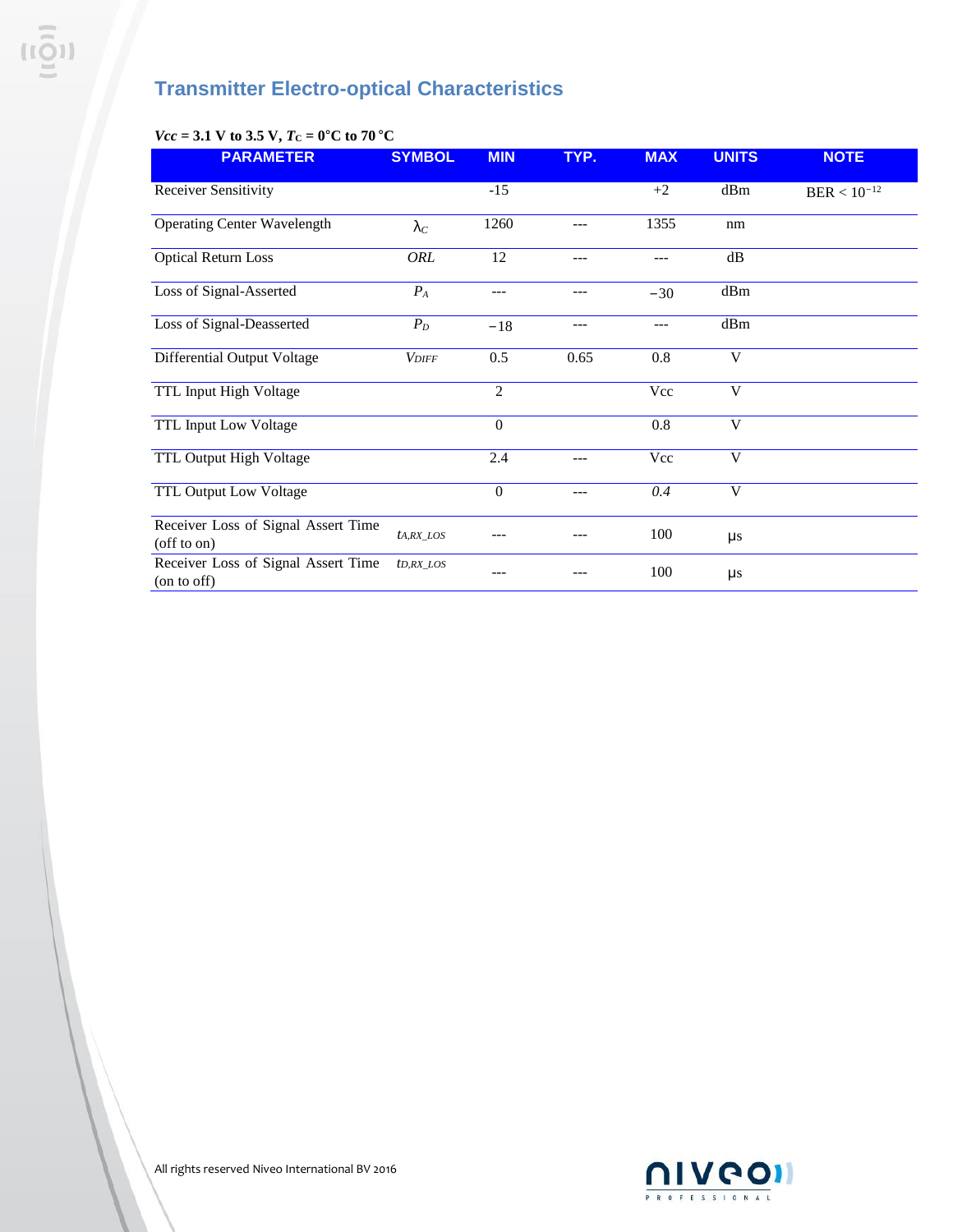## Transmitter Electro-optical Characteristics

***Vcc* = 3.1 V to 3.5 V, $T_C$ = 0°C to 70 °C**

| PARAMETER | SYMBOL | MIN | TYP. | MAX | UNITS | NOTE |
|---|---|---|---|---|---|---|
| Receiver Sensitivity | | -15 | | +2 | dBm | BER < $10^{-12}$ |
| Operating Center Wavelength | $\lambda_C$ | 1260 | --- | 1355 | nm | |
| Optical Return Loss | *ORL* | 12 | --- | --- | dB | |
| Loss of Signal-Asserted | $P_A$ | --- | --- | −30 | dBm | |
| Loss of Signal-Deasserted | $P_D$ | −18 | --- | --- | dBm | |
| Differential Output Voltage | $V_{DIFF}$ | 0.5 | 0.65 | 0.8 | V | |
| TTL Input High Voltage | | 2 | | Vcc | V | |
| TTL Input Low Voltage | | 0 | | 0.8 | V | |
| TTL Output High Voltage | | 2.4 | --- | Vcc | V | |
| TTL Output Low Voltage | | 0 | --- | *0.4* | V | |
| Receiver Loss of Signal Assert Time (off to on) | $t_{A,RX\_LOS}$ | --- | --- | 100 | µs | |
| Receiver Loss of Signal Assert Time (on to off) | $t_{D,RX\_LOS}$ | --- | --- | 100 | µs | |

All rights reserved Niveo International BV 2016